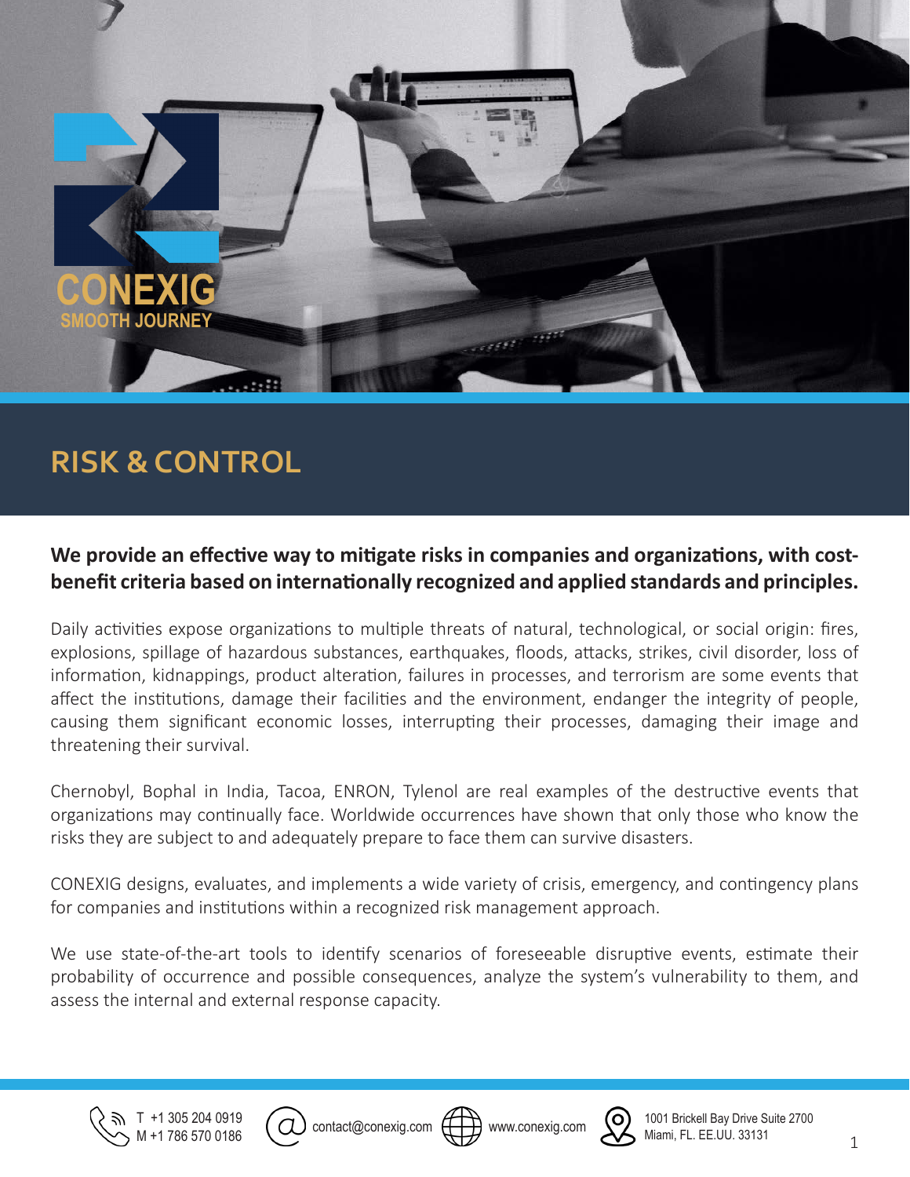CONEXIG
SMOOTH JOURNEY

# RISK & CONTROL

**We provide an effective way to mitigate risks in companies and organizations, with cost-benefit criteria based on internationally recognized and applied standards and principles.**

Daily activities expose organizations to multiple threats of natural, technological, or social origin: fires, explosions, spillage of hazardous substances, earthquakes, floods, attacks, strikes, civil disorder, loss of information, kidnappings, product alteration, failures in processes, and terrorism are some events that affect the institutions, damage their facilities and the environment, endanger the integrity of people, causing them significant economic losses, interrupting their processes, damaging their image and threatening their survival.

Chernobyl, Bophal in India, Tacoa, ENRON, Tylenol are real examples of the destructive events that organizations may continually face. Worldwide occurrences have shown that only those who know the risks they are subject to and adequately prepare to face them can survive disasters.

CONEXIG designs, evaluates, and implements a wide variety of crisis, emergency, and contingency plans for companies and institutions within a recognized risk management approach.

We use state-of-the-art tools to identify scenarios of foreseeable disruptive events, estimate their probability of occurrence and possible consequences, analyze the system's vulnerability to them, and assess the internal and external response capacity.

T +1 305 204 0919
M +1 786 570 0186

contact@conexig.com

www.conexig.com

1001 Brickell Bay Drive Suite 2700
Miami, FL. EE.UU. 33131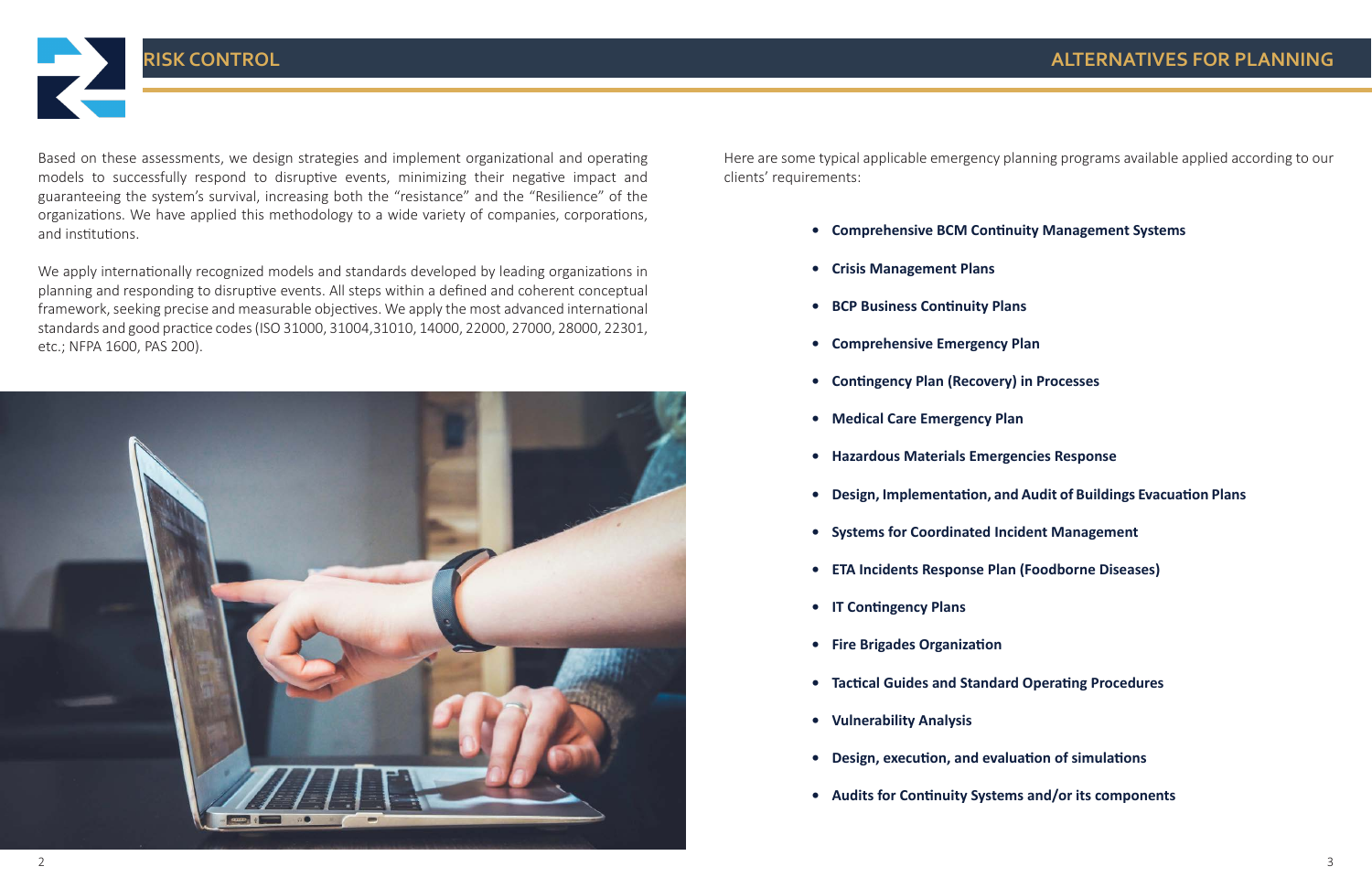## RISK CONTROL

Based on these assessments, we design strategies and implement organizational and operating models to successfully respond to disruptive events, minimizing their negative impact and guaranteeing the system's survival, increasing both the "resistance" and the "Resilience" of the organizations. We have applied this methodology to a wide variety of companies, corporations, and institutions.

We apply internationally recognized models and standards developed by leading organizations in planning and responding to disruptive events. All steps within a defined and coherent conceptual framework, seeking precise and measurable objectives. We apply the most advanced international standards and good practice codes (ISO 31000, 31004,31010, 14000, 22000, 27000, 28000, 22301, etc.; NFPA 1600, PAS 200).

## ALTERNATIVES FOR PLANNING

Here are some typical applicable emergency planning programs available applied according to our clients' requirements:

- **Comprehensive BCM Continuity Management Systems**
- **Crisis Management Plans**
- **BCP Business Continuity Plans**
- **Comprehensive Emergency Plan**
- **Contingency Plan (Recovery) in Processes**
- **Medical Care Emergency Plan**
- **Hazardous Materials Emergencies Response**
- **Design, Implementation, and Audit of Buildings Evacuation Plans**
- **Systems for Coordinated Incident Management**
- **ETA Incidents Response Plan (Foodborne Diseases)**
- **IT Contingency Plans**
- **Fire Brigades Organization**
- **Tactical Guides and Standard Operating Procedures**
- **Vulnerability Analysis**
- **Design, execution, and evaluation of simulations**
- **Audits for Continuity Systems and/or its components**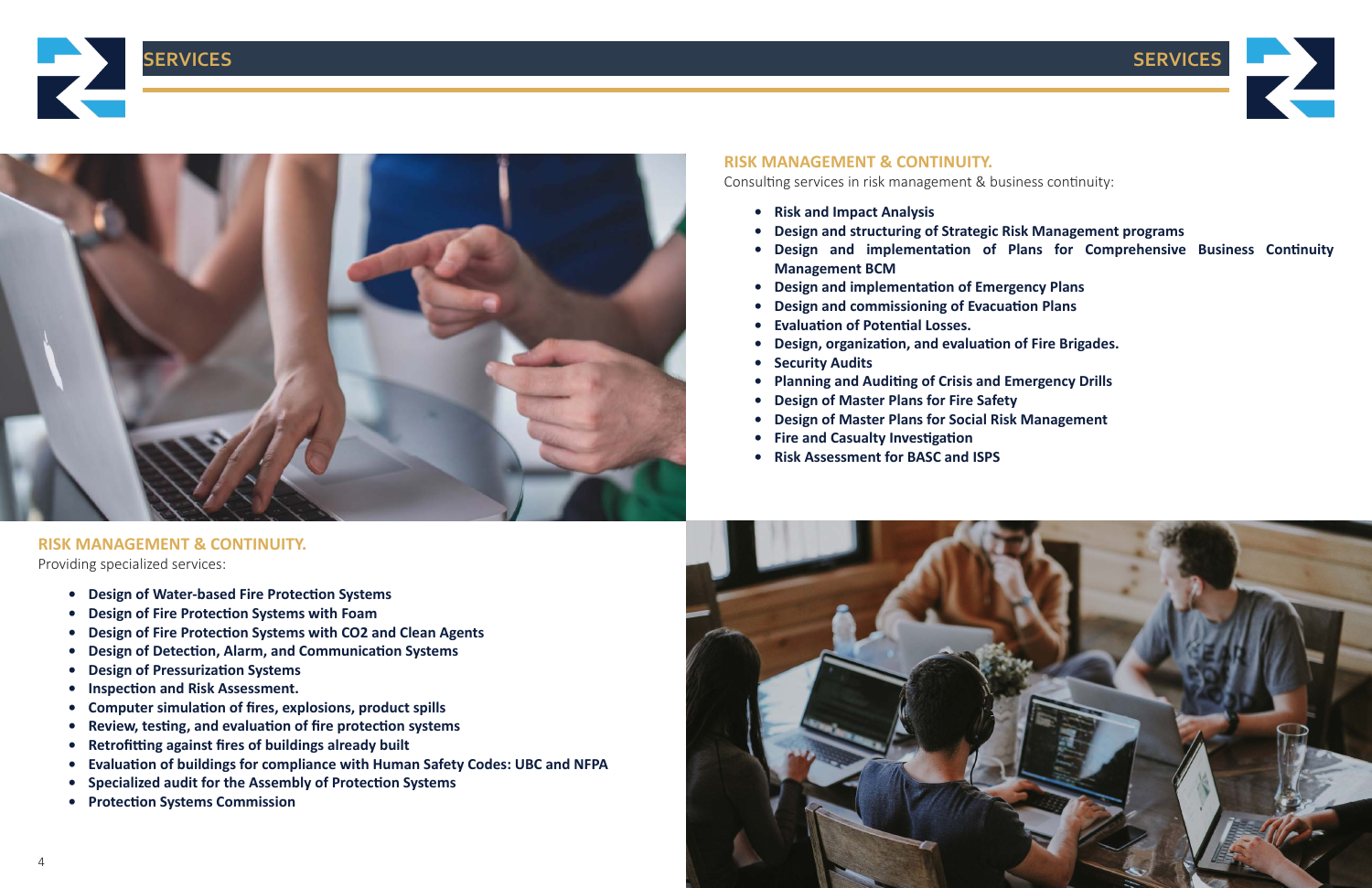## RISK MANAGEMENT & CONTINUITY.

Consulting services in risk management & business continuity:

- **Risk and Impact Analysis**
- **Design and structuring of Strategic Risk Management programs**
- **Design and implementation of Plans for Comprehensive Business Continuity Management BCM**
- **Design and implementation of Emergency Plans**
- **Design and commissioning of Evacuation Plans**
- **Evaluation of Potential Losses.**
- **Design, organization, and evaluation of Fire Brigades.**
- **Security Audits**
- **Planning and Auditing of Crisis and Emergency Drills**
- **Design of Master Plans for Fire Safety**
- **Design of Master Plans for Social Risk Management**
- **Fire and Casualty Investigation**
- **Risk Assessment for BASC and ISPS**

## RISK MANAGEMENT & CONTINUITY.

Providing specialized services:

- **Design of Water-based Fire Protection Systems**
- **Design of Fire Protection Systems with Foam**
- **Design of Fire Protection Systems with $CO_2$ and Clean Agents**
- **Design of Detection, Alarm, and Communication Systems**
- **Design of Pressurization Systems**
- **Inspection and Risk Assessment.**
- **Computer simulation of fires, explosions, product spills**
- **Review, testing, and evaluation of fire protection systems**
- **Retrofitting against fires of buildings already built**
- **Evaluation of buildings for compliance with Human Safety Codes: UBC and NFPA**
- **Specialized audit for the Assembly of Protection Systems**
- **Protection Systems Commission**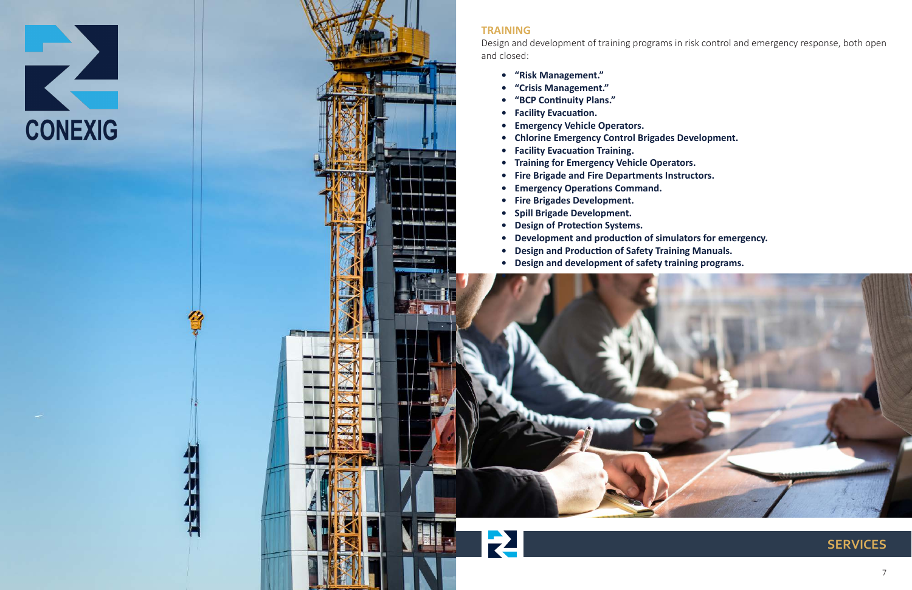## TRAINING

Design and development of training programs in risk control and emergency response, both open and closed:

- **"Risk Management."**
- **"Crisis Management."**
- **"BCP Continuity Plans."**
- **Facility Evacuation.**
- **Emergency Vehicle Operators.**
- **Chlorine Emergency Control Brigades Development.**
- **Facility Evacuation Training.**
- **Training for Emergency Vehicle Operators.**
- **Fire Brigade and Fire Departments Instructors.**
- **Emergency Operations Command.**
- **Fire Brigades Development.**
- **Spill Brigade Development.**
- **Design of Protection Systems.**
- **Development and production of simulators for emergency.**
- **Design and Production of Safety Training Manuals.**
- **Design and development of safety training programs.**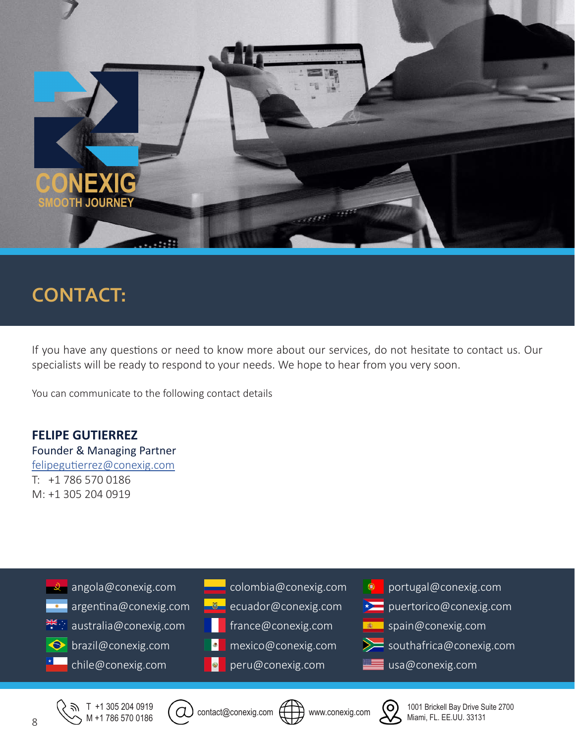CONEXIG
SMOOTH JOURNEY

## CONTACT:

If you have any questions or need to know more about our services, do not hesitate to contact us. Our specialists will be ready to respond to your needs. We hope to hear from you very soon.

You can communicate to the following contact details

**FELIPE GUTIERREZ**
Founder & Managing Partner
felipegutierrez@conexig.com
T: +1 786 570 0186
M: +1 305 204 0919

- angola@conexig.com
- argentina@conexig.com
- australia@conexig.com
- brazil@conexig.com
- chile@conexig.com
- colombia@conexig.com
- ecuador@conexig.com
- france@conexig.com
- mexico@conexig.com
- peru@conexig.com
- portugal@conexig.com
- puertorico@conexig.com
- spain@conexig.com
- southafrica@conexig.com
- usa@conexig.com

T +1 305 204 0919
M +1 786 570 0186

contact@conexig.com

www.conexig.com

1001 Brickell Bay Drive Suite 2700
Miami, FL. EE.UU. 33131